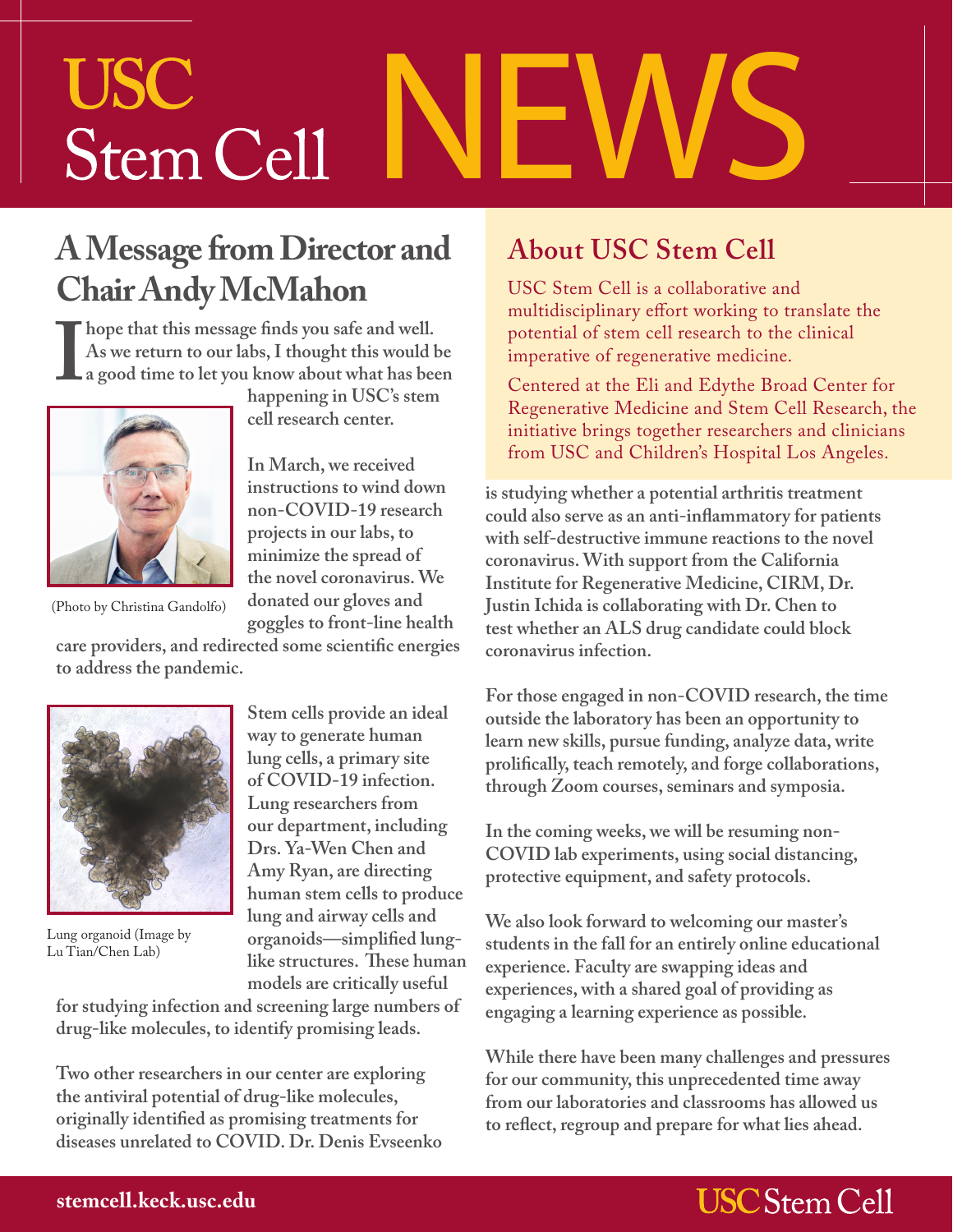# USC Stem Cell NEWS

## A Message from Director and Chair Andy McMahon

**I hope that this message finds you safe and well. As we return to our labs, I thought this would be a good time to let you know about what has been happening in USC's stem cell research center.**

(Photo by Christina Gandolfo)

**In March, we received instructions to wind down non-COVID-19 research projects in our labs, to minimize the spread of the novel coronavirus. We donated our gloves and goggles to front-line health care providers, and redirected some scientific energies to address the pandemic.**

**Stem cells provide an ideal way to generate human lung cells, a primary site of COVID-19 infection. Lung researchers from our department, including Drs. Ya-Wen Chen and Amy Ryan, are directing human stem cells to produce lung and airway cells and organoids—simplified lung-like structures. These human models are critically useful for studying infection and screening large numbers of drug-like molecules, to identify promising leads.**

Lung organoid (Image by Lu Tian/Chen Lab)

**Two other researchers in our center are exploring the antiviral potential of drug-like molecules, originally identified as promising treatments for diseases unrelated to COVID. Dr. Denis Evseenko is studying whether a potential arthritis treatment could also serve as an anti-inflammatory for patients with self-destructive immune reactions to the novel coronavirus. With support from the California Institute for Regenerative Medicine, CIRM, Dr. Justin Ichida is collaborating with Dr. Chen to test whether an ALS drug candidate could block coronavirus infection.**

**For those engaged in non-COVID research, the time outside the laboratory has been an opportunity to learn new skills, pursue funding, analyze data, write prolifically, teach remotely, and forge collaborations, through Zoom courses, seminars and symposia.**

**In the coming weeks, we will be resuming non-COVID lab experiments, using social distancing, protective equipment, and safety protocols.**

**We also look forward to welcoming our master's students in the fall for an entirely online educational experience. Faculty are swapping ideas and experiences, with a shared goal of providing as engaging a learning experience as possible.**

**While there have been many challenges and pressures for our community, this unprecedented time away from our laboratories and classrooms has allowed us to reflect, regroup and prepare for what lies ahead.**

## About USC Stem Cell

USC Stem Cell is a collaborative and multidisciplinary effort working to translate the potential of stem cell research to the clinical imperative of regenerative medicine.

Centered at the Eli and Edythe Broad Center for Regenerative Medicine and Stem Cell Research, the initiative brings together researchers and clinicians from USC and Children's Hospital Los Angeles.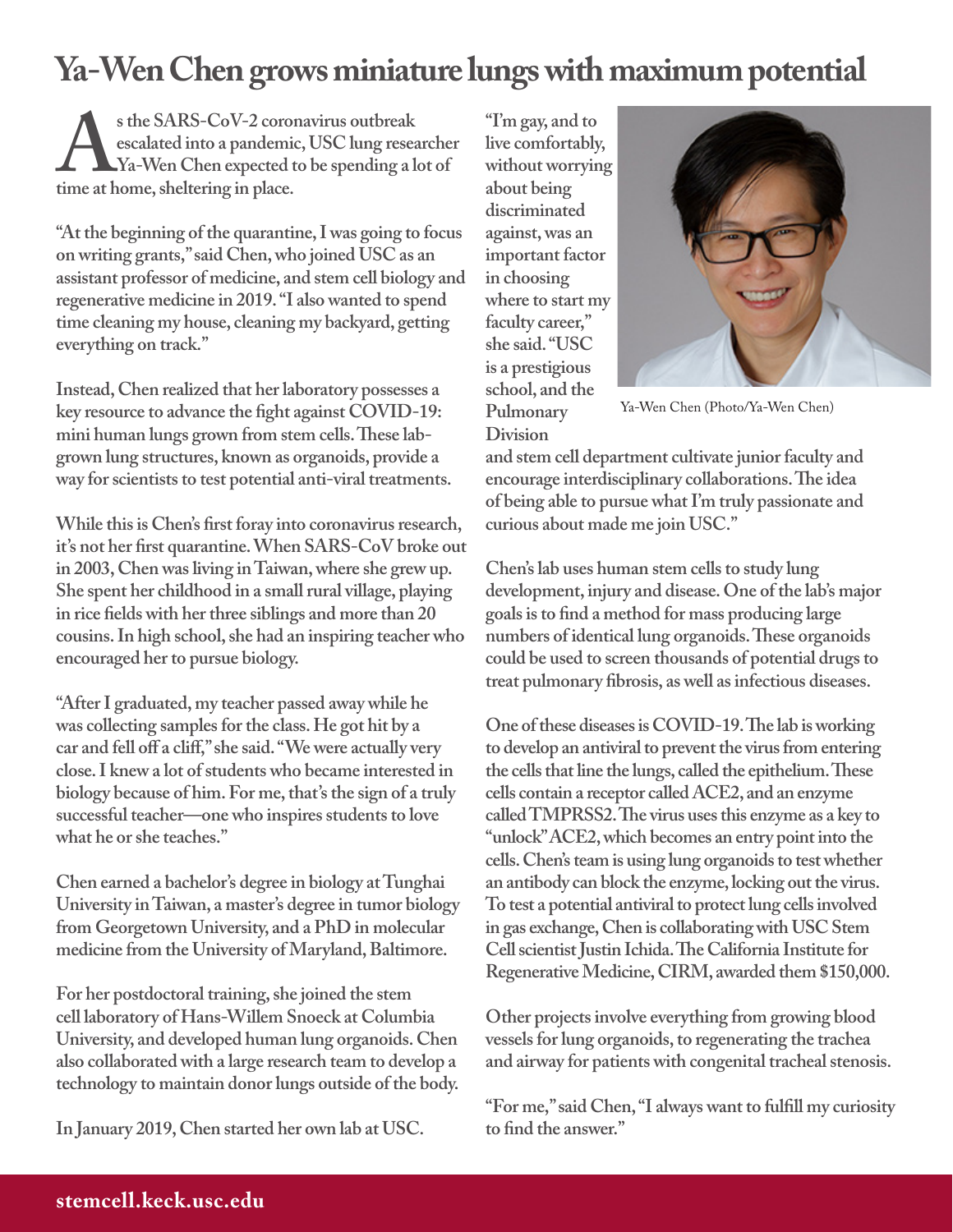# Ya-Wen Chen grows miniature lungs with maximum potential

As the SARS-CoV-2 coronavirus outbreak escalated into a pandemic, USC lung researcher Ya-Wen Chen expected to be spending a lot of time at home, sheltering in place.

"At the beginning of the quarantine, I was going to focus on writing grants," said Chen, who joined USC as an assistant professor of medicine, and stem cell biology and regenerative medicine in 2019. "I also wanted to spend time cleaning my house, cleaning my backyard, getting everything on track."

Instead, Chen realized that her laboratory possesses a key resource to advance the fight against COVID-19: mini human lungs grown from stem cells. These lab-grown lung structures, known as organoids, provide a way for scientists to test potential anti-viral treatments.

While this is Chen's first foray into coronavirus research, it's not her first quarantine. When SARS-CoV broke out in 2003, Chen was living in Taiwan, where she grew up. She spent her childhood in a small rural village, playing in rice fields with her three siblings and more than 20 cousins. In high school, she had an inspiring teacher who encouraged her to pursue biology.

"After I graduated, my teacher passed away while he was collecting samples for the class. He got hit by a car and fell off a cliff," she said. "We were actually very close. I knew a lot of students who became interested in biology because of him. For me, that's the sign of a truly successful teacher—one who inspires students to love what he or she teaches."

Chen earned a bachelor's degree in biology at Tunghai University in Taiwan, a master's degree in tumor biology from Georgetown University, and a PhD in molecular medicine from the University of Maryland, Baltimore.

For her postdoctoral training, she joined the stem cell laboratory of Hans-Willem Snoeck at Columbia University, and developed human lung organoids. Chen also collaborated with a large research team to develop a technology to maintain donor lungs outside of the body.

In January 2019, Chen started her own lab at USC.

"I'm gay, and to live comfortably, without worrying about being discriminated against, was an important factor in choosing where to start my faculty career," she said. "USC is a prestigious school, and the Pulmonary Division and stem cell department cultivate junior faculty and encourage interdisciplinary collaborations. The idea of being able to pursue what I'm truly passionate and curious about made me join USC."

Ya-Wen Chen (Photo/Ya-Wen Chen)

Chen's lab uses human stem cells to study lung development, injury and disease. One of the lab's major goals is to find a method for mass producing large numbers of identical lung organoids. These organoids could be used to screen thousands of potential drugs to treat pulmonary fibrosis, as well as infectious diseases.

One of these diseases is COVID-19. The lab is working to develop an antiviral to prevent the virus from entering the cells that line the lungs, called the epithelium. These cells contain a receptor called ACE2, and an enzyme called TMPRSS2. The virus uses this enzyme as a key to "unlock" ACE2, which becomes an entry point into the cells. Chen's team is using lung organoids to test whether an antibody can block the enzyme, locking out the virus. To test a potential antiviral to protect lung cells involved in gas exchange, Chen is collaborating with USC Stem Cell scientist Justin Ichida. The California Institute for Regenerative Medicine, CIRM, awarded them $150,000.

Other projects involve everything from growing blood vessels for lung organoids, to regenerating the trachea and airway for patients with congenital tracheal stenosis.

"For me," said Chen, "I always want to fulfill my curiosity to find the answer."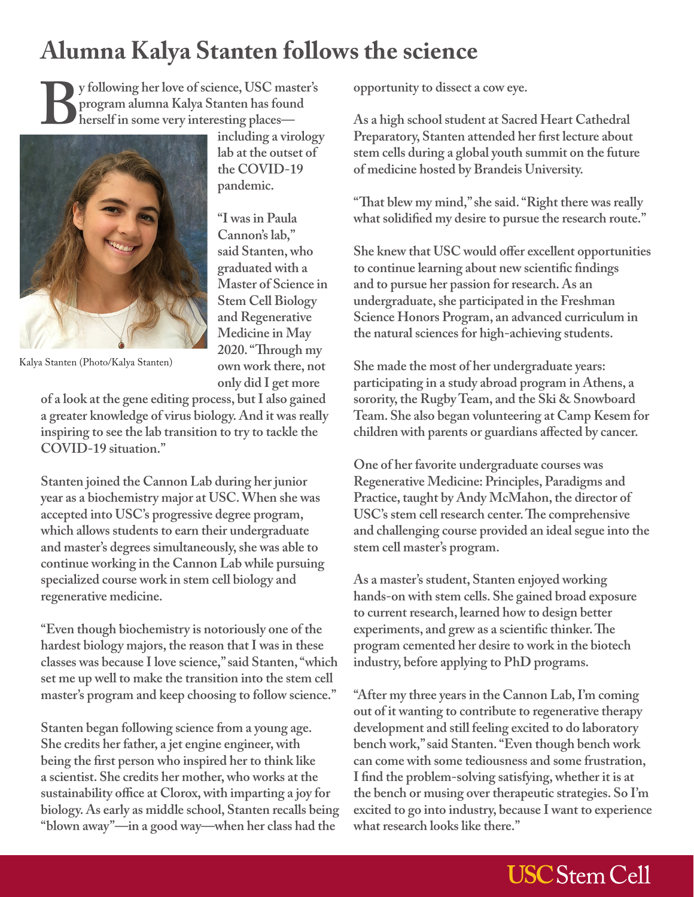# Alumna Kalya Stanten follows the science

By following her love of science, USC master's program alumna Kalya Stanten has found herself in some very interesting places—including a virology lab at the outset of the COVID-19 pandemic.

Kalya Stanten (Photo/Kalya Stanten)

"I was in Paula Cannon's lab," said Stanten, who graduated with a Master of Science in Stem Cell Biology and Regenerative Medicine in May 2020. "Through my own work there, not only did I get more of a look at the gene editing process, but I also gained a greater knowledge of virus biology. And it was really inspiring to see the lab transition to try to tackle the COVID-19 situation."

Stanten joined the Cannon Lab during her junior year as a biochemistry major at USC. When she was accepted into USC's progressive degree program, which allows students to earn their undergraduate and master's degrees simultaneously, she was able to continue working in the Cannon Lab while pursuing specialized course work in stem cell biology and regenerative medicine.

"Even though biochemistry is notoriously one of the hardest biology majors, the reason that I was in these classes was because I love science," said Stanten, "which set me up well to make the transition into the stem cell master's program and keep choosing to follow science."

Stanten began following science from a young age. She credits her father, a jet engine engineer, with being the first person who inspired her to think like a scientist. She credits her mother, who works at the sustainability office at Clorox, with imparting a joy for biology. As early as middle school, Stanten recalls being "blown away"—in a good way—when her class had the opportunity to dissect a cow eye.

As a high school student at Sacred Heart Cathedral Preparatory, Stanten attended her first lecture about stem cells during a global youth summit on the future of medicine hosted by Brandeis University.

"That blew my mind," she said. "Right there was really what solidified my desire to pursue the research route."

She knew that USC would offer excellent opportunities to continue learning about new scientific findings and to pursue her passion for research. As an undergraduate, she participated in the Freshman Science Honors Program, an advanced curriculum in the natural sciences for high-achieving students.

She made the most of her undergraduate years: participating in a study abroad program in Athens, a sorority, the Rugby Team, and the Ski & Snowboard Team. She also began volunteering at Camp Kesem for children with parents or guardians affected by cancer.

One of her favorite undergraduate courses was Regenerative Medicine: Principles, Paradigms and Practice, taught by Andy McMahon, the director of USC's stem cell research center. The comprehensive and challenging course provided an ideal segue into the stem cell master's program.

As a master's student, Stanten enjoyed working hands-on with stem cells. She gained broad exposure to current research, learned how to design better experiments, and grew as a scientific thinker. The program cemented her desire to work in the biotech industry, before applying to PhD programs.

"After my three years in the Cannon Lab, I'm coming out of it wanting to contribute to regenerative therapy development and still feeling excited to do laboratory bench work," said Stanten. "Even though bench work can come with some tediousness and some frustration, I find the problem-solving satisfying, whether it is at the bench or musing over therapeutic strategies. So I'm excited to go into industry, because I want to experience what research looks like there."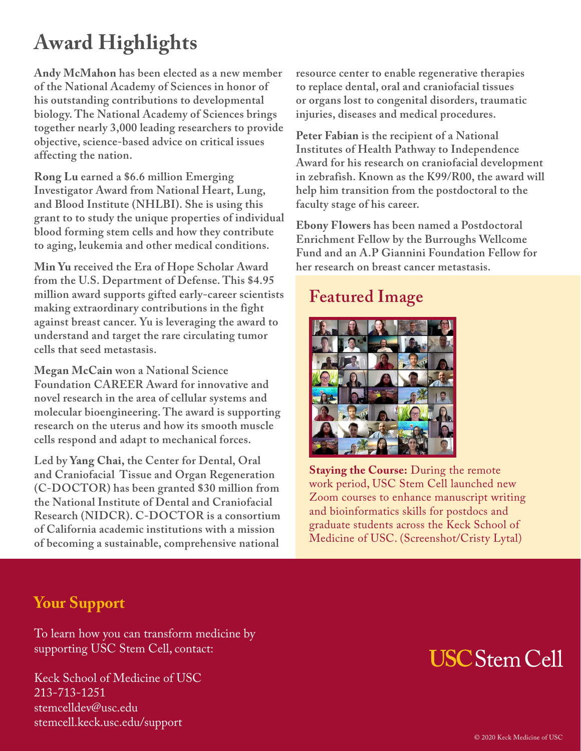# Award Highlights

**Andy McMahon** has been elected as a new member of the National Academy of Sciences in honor of his outstanding contributions to developmental biology. The National Academy of Sciences brings together nearly 3,000 leading researchers to provide objective, science-based advice on critical issues affecting the nation.

**Rong Lu** earned a $6.6 million Emerging Investigator Award from National Heart, Lung, and Blood Institute (NHLBI). She is using this grant to to study the unique properties of individual blood forming stem cells and how they contribute to aging, leukemia and other medical conditions.

**Min Yu** received the Era of Hope Scholar Award from the U.S. Department of Defense. This $4.95 million award supports gifted early-career scientists making extraordinary contributions in the fight against breast cancer. Yu is leveraging the award to understand and target the rare circulating tumor cells that seed metastasis.

**Megan McCain** won a National Science Foundation CAREER Award for innovative and novel research in the area of cellular systems and molecular bioengineering. The award is supporting research on the uterus and how its smooth muscle cells respond and adapt to mechanical forces.

Led by **Yang Chai**, the Center for Dental, Oral and Craniofacial Tissue and Organ Regeneration (C-DOCTOR) has been granted $30 million from the National Institute of Dental and Craniofacial Research (NIDCR). C-DOCTOR is a consortium of California academic institutions with a mission of becoming a sustainable, comprehensive national resource center to enable regenerative therapies to replace dental, oral and craniofacial tissues or organs lost to congenital disorders, traumatic injuries, diseases and medical procedures.

**Peter Fabian** is the recipient of a National Institutes of Health Pathway to Independence Award for his research on craniofacial development in zebrafish. Known as the K99/R00, the award will help him transition from the postdoctoral to the faculty stage of his career.

**Ebony Flowers** has been named a Postdoctoral Enrichment Fellow by the Burroughs Wellcome Fund and an A.P Giannini Foundation Fellow for her research on breast cancer metastasis.

## Featured Image

**Staying the Course:** During the remote work period, USC Stem Cell launched new Zoom courses to enhance manuscript writing and bioinformatics skills for postdocs and graduate students across the Keck School of Medicine of USC. (Screenshot/Cristy Lytal)

## Your Support

To learn how you can transform medicine by supporting USC Stem Cell, contact:

Keck School of Medicine of USC
213-713-1251
stemcelldev@usc.edu
stemcell.keck.usc.edu/support

USC Stem Cell

© 2020 Keck Medicine of USC